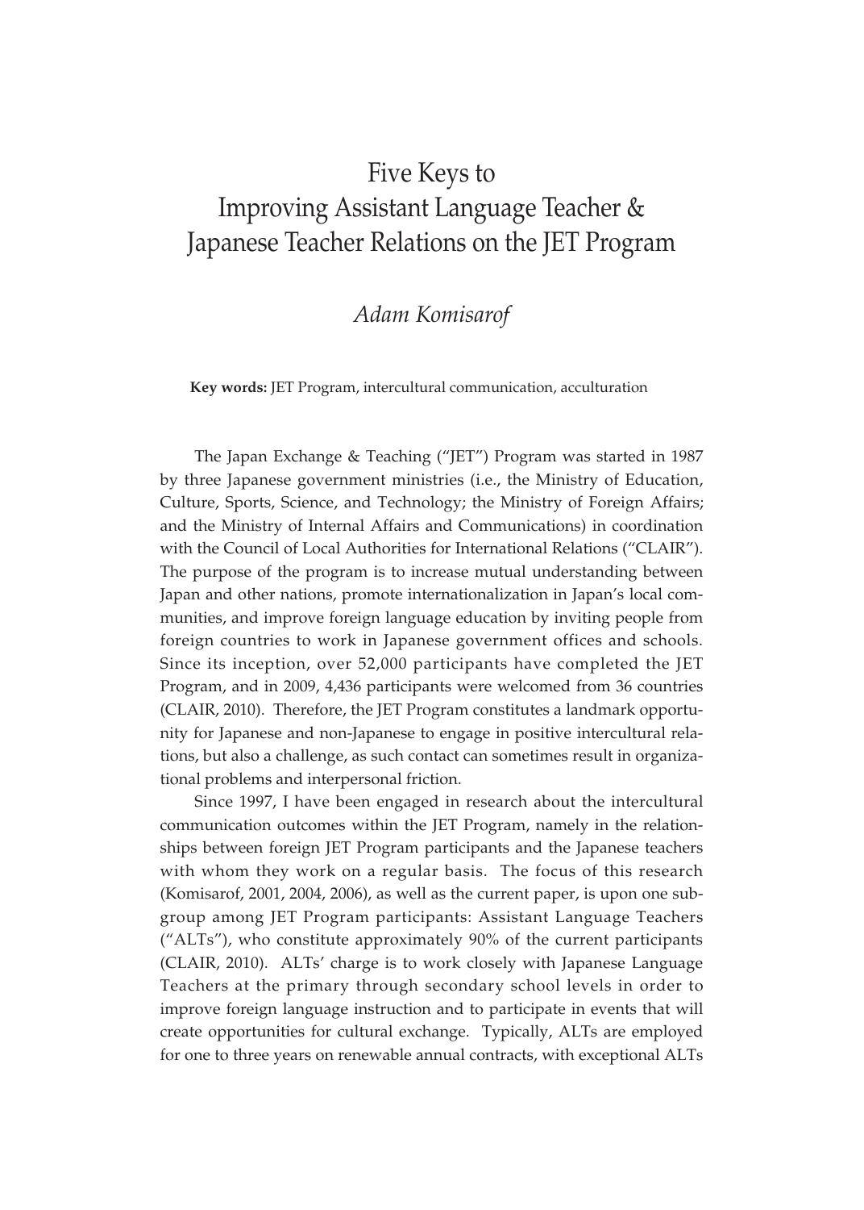# Five Keys to Improving Assistant Language Teacher & Japanese Teacher Relations on the JET Program

*Adam Komisarof*

**Key words:** JET Program, intercultural communication, acculturation

The Japan Exchange & Teaching ("JET") Program was started in 1987 by three Japanese government ministries (i.e., the Ministry of Education, Culture, Sports, Science, and Technology; the Ministry of Foreign Affairs; and the Ministry of Internal Affairs and Communications) in coordination with the Council of Local Authorities for International Relations ("CLAIR"). The purpose of the program is to increase mutual understanding between Japan and other nations, promote internationalization in Japan's local communities, and improve foreign language education by inviting people from foreign countries to work in Japanese government offices and schools. Since its inception, over 52,000 participants have completed the JET Program, and in 2009, 4,436 participants were welcomed from 36 countries (CLAIR, 2010). Therefore, the JET Program constitutes a landmark opportunity for Japanese and non-Japanese to engage in positive intercultural relations, but also a challenge, as such contact can sometimes result in organizational problems and interpersonal friction.

Since 1997, I have been engaged in research about the intercultural communication outcomes within the JET Program, namely in the relationships between foreign JET Program participants and the Japanese teachers with whom they work on a regular basis. The focus of this research (Komisarof, 2001, 2004, 2006), as well as the current paper, is upon one subgroup among JET Program participants: Assistant Language Teachers ("ALTs"), who constitute approximately 90% of the current participants (CLAIR, 2010). ALTs' charge is to work closely with Japanese Language Teachers at the primary through secondary school levels in order to improve foreign language instruction and to participate in events that will create opportunities for cultural exchange. Typically, ALTs are employed for one to three years on renewable annual contracts, with exceptional ALTs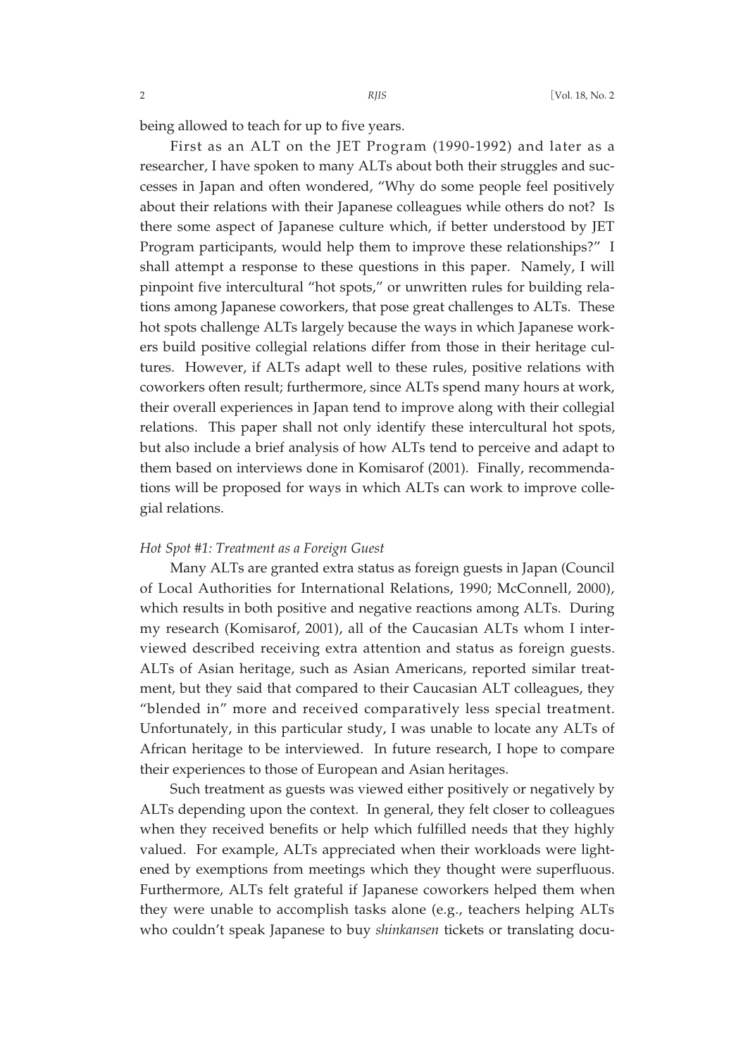being allowed to teach for up to five years.

First as an ALT on the JET Program (1990-1992) and later as a researcher, I have spoken to many ALTs about both their struggles and successes in Japan and often wondered, "Why do some people feel positively about their relations with their Japanese colleagues while others do not? Is there some aspect of Japanese culture which, if better understood by JET Program participants, would help them to improve these relationships?" I shall attempt a response to these questions in this paper. Namely, I will pinpoint five intercultural "hot spots," or unwritten rules for building relations among Japanese coworkers, that pose great challenges to ALTs. These hot spots challenge ALTs largely because the ways in which Japanese workers build positive collegial relations differ from those in their heritage cultures. However, if ALTs adapt well to these rules, positive relations with coworkers often result; furthermore, since ALTs spend many hours at work, their overall experiences in Japan tend to improve along with their collegial relations. This paper shall not only identify these intercultural hot spots, but also include a brief analysis of how ALTs tend to perceive and adapt to them based on interviews done in Komisarof (2001). Finally, recommendations will be proposed for ways in which ALTs can work to improve collegial relations.

*Hot Spot #1: Treatment as a Foreign Guest*

Many ALTs are granted extra status as foreign guests in Japan (Council of Local Authorities for International Relations, 1990; McConnell, 2000), which results in both positive and negative reactions among ALTs. During my research (Komisarof, 2001), all of the Caucasian ALTs whom I interviewed described receiving extra attention and status as foreign guests. ALTs of Asian heritage, such as Asian Americans, reported similar treatment, but they said that compared to their Caucasian ALT colleagues, they "blended in" more and received comparatively less special treatment. Unfortunately, in this particular study, I was unable to locate any ALTs of African heritage to be interviewed. In future research, I hope to compare their experiences to those of European and Asian heritages.

Such treatment as guests was viewed either positively or negatively by ALTs depending upon the context. In general, they felt closer to colleagues when they received benefits or help which fulfilled needs that they highly valued. For example, ALTs appreciated when their workloads were lightened by exemptions from meetings which they thought were superfluous. Furthermore, ALTs felt grateful if Japanese coworkers helped them when they were unable to accomplish tasks alone (e.g., teachers helping ALTs who couldn't speak Japanese to buy *shinkansen* tickets or translating docu-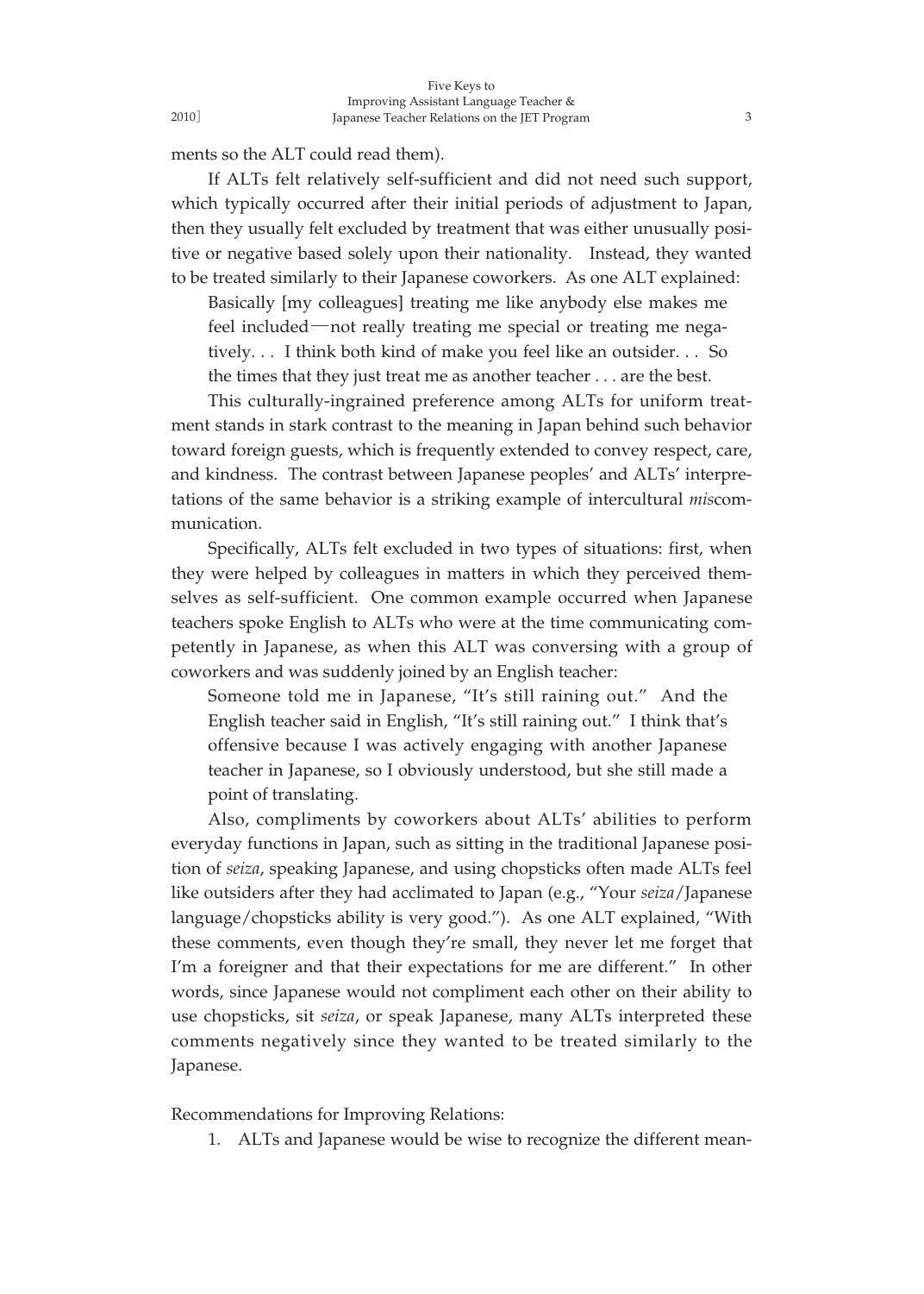ments so the ALT could read them).

If ALTs felt relatively self-sufficient and did not need such support, which typically occurred after their initial periods of adjustment to Japan, then they usually felt excluded by treatment that was either unusually positive or negative based solely upon their nationality. Instead, they wanted to be treated similarly to their Japanese coworkers. As one ALT explained:

> Basically [my colleagues] treating me like anybody else makes me feel included—not really treating me special or treating me negatively. . . I think both kind of make you feel like an outsider. . . So the times that they just treat me as another teacher . . . are the best.

This culturally-ingrained preference among ALTs for uniform treatment stands in stark contrast to the meaning in Japan behind such behavior toward foreign guests, which is frequently extended to convey respect, care, and kindness. The contrast between Japanese peoples' and ALTs' interpretations of the same behavior is a striking example of intercultural *mis*communication.

Specifically, ALTs felt excluded in two types of situations: first, when they were helped by colleagues in matters in which they perceived themselves as self-sufficient. One common example occurred when Japanese teachers spoke English to ALTs who were at the time communicating competently in Japanese, as when this ALT was conversing with a group of coworkers and was suddenly joined by an English teacher:

> Someone told me in Japanese, "It's still raining out." And the English teacher said in English, "It's still raining out." I think that's offensive because I was actively engaging with another Japanese teacher in Japanese, so I obviously understood, but she still made a point of translating.

Also, compliments by coworkers about ALTs' abilities to perform everyday functions in Japan, such as sitting in the traditional Japanese position of *seiza*, speaking Japanese, and using chopsticks often made ALTs feel like outsiders after they had acclimated to Japan (e.g., "Your *seiza*/Japanese language/chopsticks ability is very good."). As one ALT explained, "With these comments, even though they're small, they never let me forget that I'm a foreigner and that their expectations for me are different." In other words, since Japanese would not compliment each other on their ability to use chopsticks, sit *seiza*, or speak Japanese, many ALTs interpreted these comments negatively since they wanted to be treated similarly to the Japanese.

Recommendations for Improving Relations:

1. ALTs and Japanese would be wise to recognize the different mean-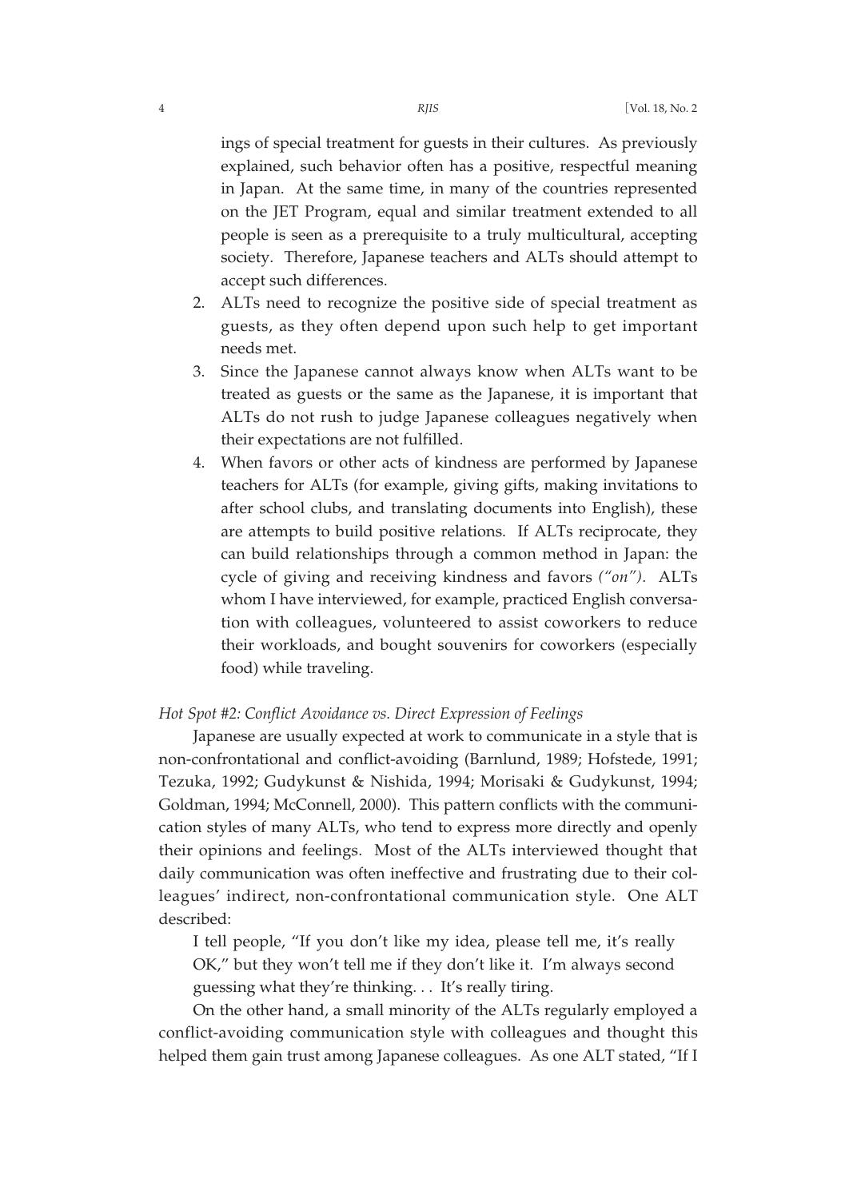ings of special treatment for guests in their cultures. As previously explained, such behavior often has a positive, respectful meaning in Japan. At the same time, in many of the countries represented on the JET Program, equal and similar treatment extended to all people is seen as a prerequisite to a truly multicultural, accepting society. Therefore, Japanese teachers and ALTs should attempt to accept such differences.

2. ALTs need to recognize the positive side of special treatment as guests, as they often depend upon such help to get important needs met.
3. Since the Japanese cannot always know when ALTs want to be treated as guests or the same as the Japanese, it is important that ALTs do not rush to judge Japanese colleagues negatively when their expectations are not fulfilled.
4. When favors or other acts of kindness are performed by Japanese teachers for ALTs (for example, giving gifts, making invitations to after school clubs, and translating documents into English), these are attempts to build positive relations. If ALTs reciprocate, they can build relationships through a common method in Japan: the cycle of giving and receiving kindness and favors *("on")*. ALTs whom I have interviewed, for example, practiced English conversation with colleagues, volunteered to assist coworkers to reduce their workloads, and bought souvenirs for coworkers (especially food) while traveling.

*Hot Spot #2: Conflict Avoidance vs. Direct Expression of Feelings*

Japanese are usually expected at work to communicate in a style that is non-confrontational and conflict-avoiding (Barnlund, 1989; Hofstede, 1991; Tezuka, 1992; Gudykunst & Nishida, 1994; Morisaki & Gudykunst, 1994; Goldman, 1994; McConnell, 2000). This pattern conflicts with the communication styles of many ALTs, who tend to express more directly and openly their opinions and feelings. Most of the ALTs interviewed thought that daily communication was often ineffective and frustrating due to their colleagues' indirect, non-confrontational communication style. One ALT described:

> I tell people, "If you don't like my idea, please tell me, it's really OK," but they won't tell me if they don't like it. I'm always second guessing what they're thinking. . . It's really tiring.

On the other hand, a small minority of the ALTs regularly employed a conflict-avoiding communication style with colleagues and thought this helped them gain trust among Japanese colleagues. As one ALT stated, "If I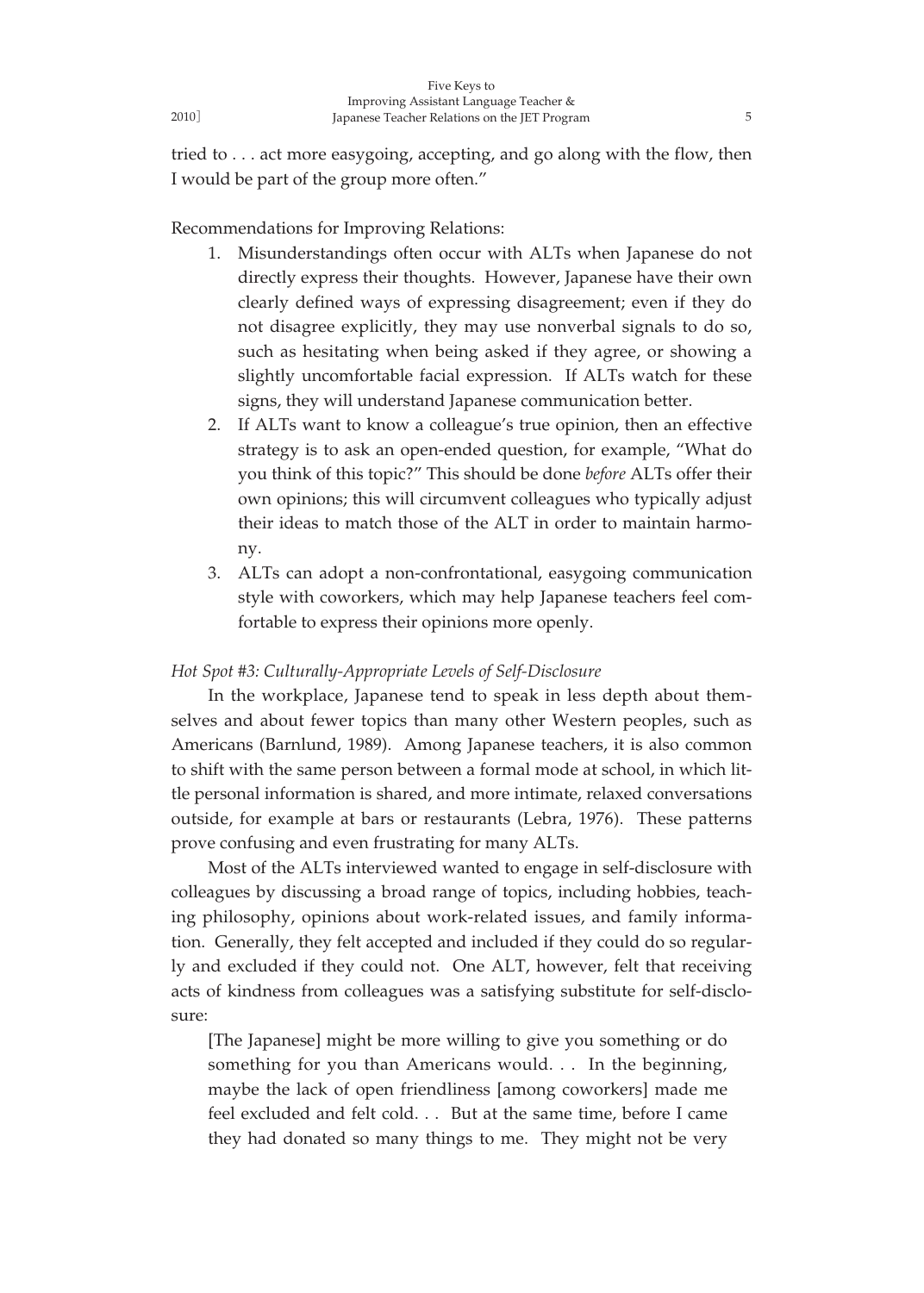tried to . . . act more easygoing, accepting, and go along with the flow, then I would be part of the group more often."

Recommendations for Improving Relations:

1. Misunderstandings often occur with ALTs when Japanese do not directly express their thoughts. However, Japanese have their own clearly defined ways of expressing disagreement; even if they do not disagree explicitly, they may use nonverbal signals to do so, such as hesitating when being asked if they agree, or showing a slightly uncomfortable facial expression. If ALTs watch for these signs, they will understand Japanese communication better.
2. If ALTs want to know a colleague's true opinion, then an effective strategy is to ask an open-ended question, for example, "What do you think of this topic?" This should be done *before* ALTs offer their own opinions; this will circumvent colleagues who typically adjust their ideas to match those of the ALT in order to maintain harmony.
3. ALTs can adopt a non-confrontational, easygoing communication style with coworkers, which may help Japanese teachers feel comfortable to express their opinions more openly.

*Hot Spot #3: Culturally-Appropriate Levels of Self-Disclosure*

In the workplace, Japanese tend to speak in less depth about themselves and about fewer topics than many other Western peoples, such as Americans (Barnlund, 1989). Among Japanese teachers, it is also common to shift with the same person between a formal mode at school, in which little personal information is shared, and more intimate, relaxed conversations outside, for example at bars or restaurants (Lebra, 1976). These patterns prove confusing and even frustrating for many ALTs.

Most of the ALTs interviewed wanted to engage in self-disclosure with colleagues by discussing a broad range of topics, including hobbies, teaching philosophy, opinions about work-related issues, and family information. Generally, they felt accepted and included if they could do so regularly and excluded if they could not. One ALT, however, felt that receiving acts of kindness from colleagues was a satisfying substitute for self-disclosure:

> [The Japanese] might be more willing to give you something or do something for you than Americans would. . . In the beginning, maybe the lack of open friendliness [among coworkers] made me feel excluded and felt cold. . . But at the same time, before I came they had donated so many things to me. They might not be very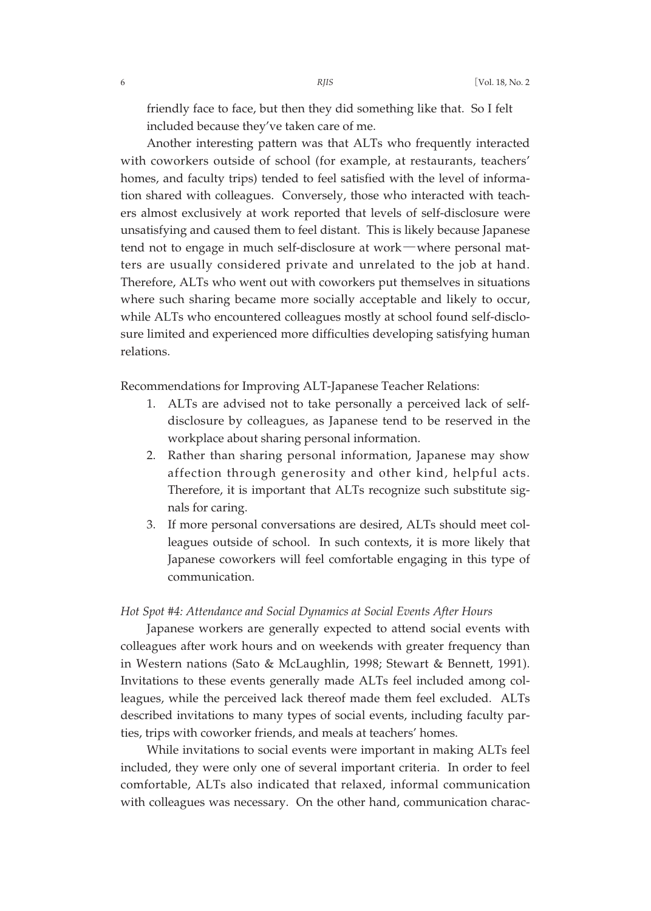friendly face to face, but then they did something like that. So I felt included because they've taken care of me.

Another interesting pattern was that ALTs who frequently interacted with coworkers outside of school (for example, at restaurants, teachers' homes, and faculty trips) tended to feel satisfied with the level of information shared with colleagues. Conversely, those who interacted with teachers almost exclusively at work reported that levels of self-disclosure were unsatisfying and caused them to feel distant. This is likely because Japanese tend not to engage in much self-disclosure at work—where personal matters are usually considered private and unrelated to the job at hand. Therefore, ALTs who went out with coworkers put themselves in situations where such sharing became more socially acceptable and likely to occur, while ALTs who encountered colleagues mostly at school found self-disclosure limited and experienced more difficulties developing satisfying human relations.

Recommendations for Improving ALT-Japanese Teacher Relations:

1. ALTs are advised not to take personally a perceived lack of self-disclosure by colleagues, as Japanese tend to be reserved in the workplace about sharing personal information.
2. Rather than sharing personal information, Japanese may show affection through generosity and other kind, helpful acts. Therefore, it is important that ALTs recognize such substitute signals for caring.
3. If more personal conversations are desired, ALTs should meet colleagues outside of school. In such contexts, it is more likely that Japanese coworkers will feel comfortable engaging in this type of communication.

*Hot Spot #4: Attendance and Social Dynamics at Social Events After Hours*

Japanese workers are generally expected to attend social events with colleagues after work hours and on weekends with greater frequency than in Western nations (Sato & McLaughlin, 1998; Stewart & Bennett, 1991). Invitations to these events generally made ALTs feel included among colleagues, while the perceived lack thereof made them feel excluded. ALTs described invitations to many types of social events, including faculty parties, trips with coworker friends, and meals at teachers' homes.

While invitations to social events were important in making ALTs feel included, they were only one of several important criteria. In order to feel comfortable, ALTs also indicated that relaxed, informal communication with colleagues was necessary. On the other hand, communication charac-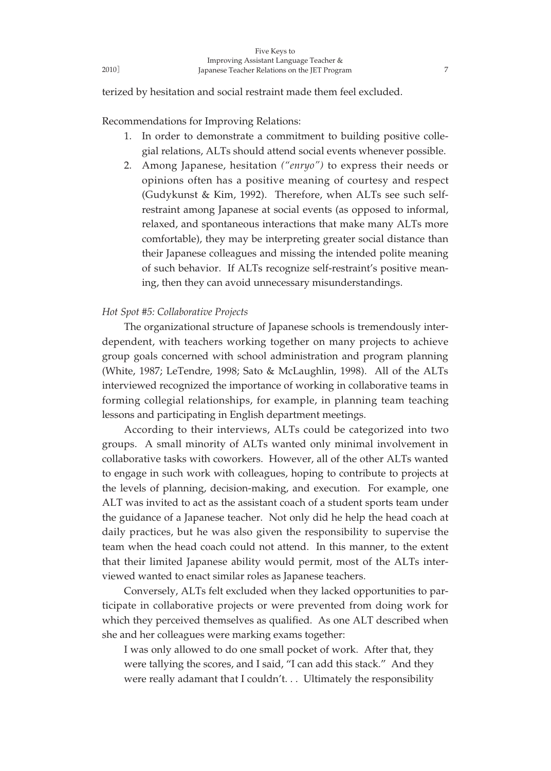terized by hesitation and social restraint made them feel excluded.

Recommendations for Improving Relations:

1. In order to demonstrate a commitment to building positive collegial relations, ALTs should attend social events whenever possible.
2. Among Japanese, hesitation *("enryo")* to express their needs or opinions often has a positive meaning of courtesy and respect (Gudykunst & Kim, 1992). Therefore, when ALTs see such self-restraint among Japanese at social events (as opposed to informal, relaxed, and spontaneous interactions that make many ALTs more comfortable), they may be interpreting greater social distance than their Japanese colleagues and missing the intended polite meaning of such behavior. If ALTs recognize self-restraint's positive meaning, then they can avoid unnecessary misunderstandings.

*Hot Spot #5: Collaborative Projects*

The organizational structure of Japanese schools is tremendously interdependent, with teachers working together on many projects to achieve group goals concerned with school administration and program planning (White, 1987; LeTendre, 1998; Sato & McLaughlin, 1998). All of the ALTs interviewed recognized the importance of working in collaborative teams in forming collegial relationships, for example, in planning team teaching lessons and participating in English department meetings.

According to their interviews, ALTs could be categorized into two groups. A small minority of ALTs wanted only minimal involvement in collaborative tasks with coworkers. However, all of the other ALTs wanted to engage in such work with colleagues, hoping to contribute to projects at the levels of planning, decision-making, and execution. For example, one ALT was invited to act as the assistant coach of a student sports team under the guidance of a Japanese teacher. Not only did he help the head coach at daily practices, but he was also given the responsibility to supervise the team when the head coach could not attend. In this manner, to the extent that their limited Japanese ability would permit, most of the ALTs interviewed wanted to enact similar roles as Japanese teachers.

Conversely, ALTs felt excluded when they lacked opportunities to participate in collaborative projects or were prevented from doing work for which they perceived themselves as qualified. As one ALT described when she and her colleagues were marking exams together:

> I was only allowed to do one small pocket of work. After that, they were tallying the scores, and I said, "I can add this stack." And they were really adamant that I couldn't. . . Ultimately the responsibility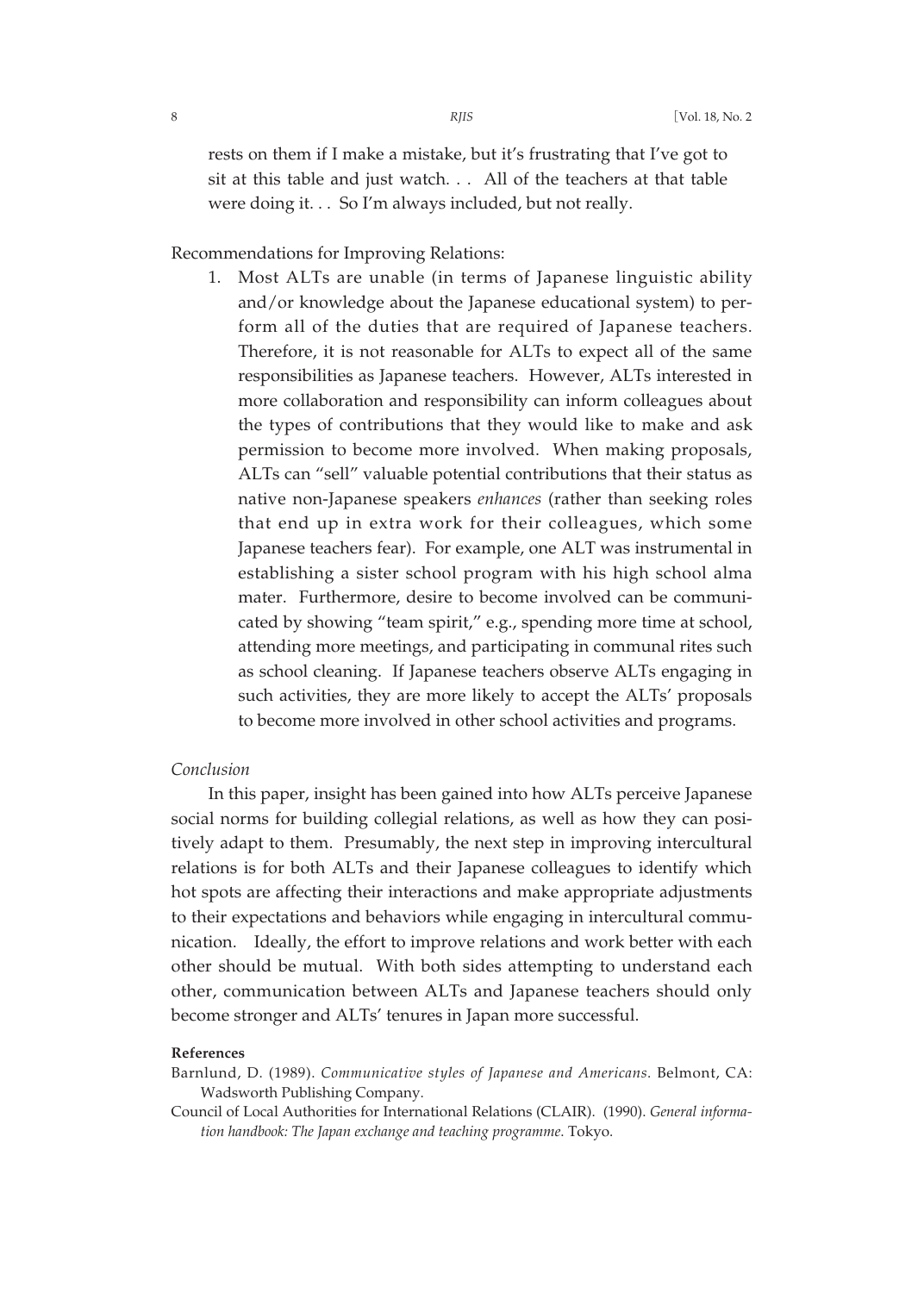rests on them if I make a mistake, but it's frustrating that I've got to sit at this table and just watch. . . All of the teachers at that table were doing it. . . So I'm always included, but not really.

Recommendations for Improving Relations:

1. Most ALTs are unable (in terms of Japanese linguistic ability and/or knowledge about the Japanese educational system) to perform all of the duties that are required of Japanese teachers. Therefore, it is not reasonable for ALTs to expect all of the same responsibilities as Japanese teachers. However, ALTs interested in more collaboration and responsibility can inform colleagues about the types of contributions that they would like to make and ask permission to become more involved. When making proposals, ALTs can "sell" valuable potential contributions that their status as native non-Japanese speakers *enhances* (rather than seeking roles that end up in extra work for their colleagues, which some Japanese teachers fear). For example, one ALT was instrumental in establishing a sister school program with his high school alma mater. Furthermore, desire to become involved can be communicated by showing "team spirit," e.g., spending more time at school, attending more meetings, and participating in communal rites such as school cleaning. If Japanese teachers observe ALTs engaging in such activities, they are more likely to accept the ALTs' proposals to become more involved in other school activities and programs.

### *Conclusion*

In this paper, insight has been gained into how ALTs perceive Japanese social norms for building collegial relations, as well as how they can positively adapt to them. Presumably, the next step in improving intercultural relations is for both ALTs and their Japanese colleagues to identify which hot spots are affecting their interactions and make appropriate adjustments to their expectations and behaviors while engaging in intercultural communication. Ideally, the effort to improve relations and work better with each other should be mutual. With both sides attempting to understand each other, communication between ALTs and Japanese teachers should only become stronger and ALTs' tenures in Japan more successful.

#### **References**

Barnlund, D. (1989). *Communicative styles of Japanese and Americans*. Belmont, CA: Wadsworth Publishing Company.

Council of Local Authorities for International Relations (CLAIR). (1990). *General information handbook: The Japan exchange and teaching programme*. Tokyo.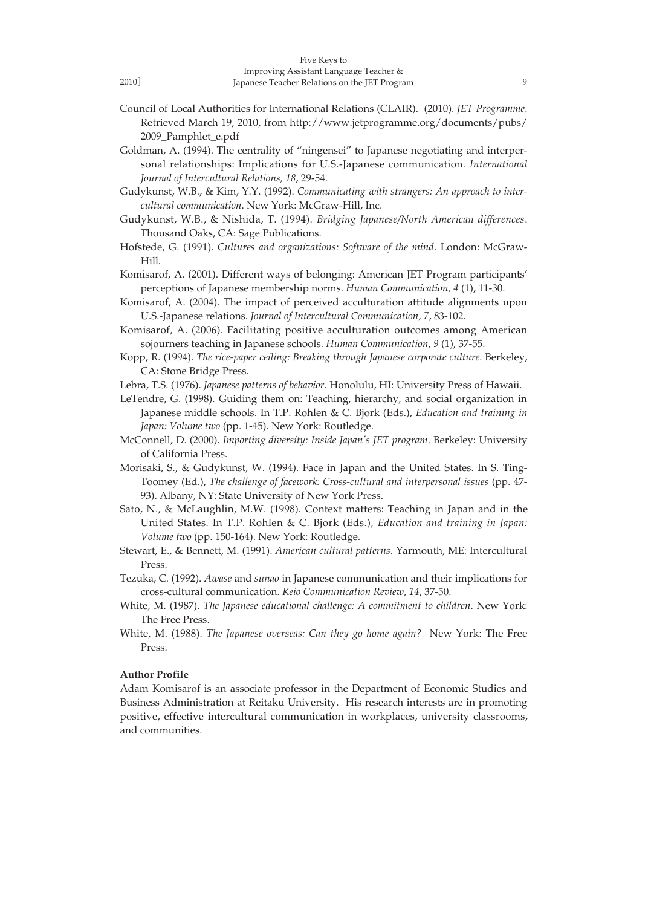Council of Local Authorities for International Relations (CLAIR). (2010). *JET Programme*. Retrieved March 19, 2010, from http://www.jetprogramme.org/documents/pubs/2009_Pamphlet_e.pdf

Goldman, A. (1994). The centrality of "ningensei" to Japanese negotiating and interpersonal relationships: Implications for U.S.-Japanese communication. *International Journal of Intercultural Relations, 18*, 29-54.

Gudykunst, W.B., & Kim, Y.Y. (1992). *Communicating with strangers: An approach to intercultural communication*. New York: McGraw-Hill, Inc.

Gudykunst, W.B., & Nishida, T. (1994). *Bridging Japanese/North American differences*. Thousand Oaks, CA: Sage Publications.

Hofstede, G. (1991). *Cultures and organizations: Software of the mind*. London: McGraw-Hill.

Komisarof, A. (2001). Different ways of belonging: American JET Program participants' perceptions of Japanese membership norms. *Human Communication, 4* (1), 11-30.

Komisarof, A. (2004). The impact of perceived acculturation attitude alignments upon U.S.-Japanese relations. *Journal of Intercultural Communication, 7*, 83-102.

Komisarof, A. (2006). Facilitating positive acculturation outcomes among American sojourners teaching in Japanese schools. *Human Communication, 9* (1), 37-55.

Kopp, R. (1994). *The rice-paper ceiling: Breaking through Japanese corporate culture*. Berkeley, CA: Stone Bridge Press.

Lebra, T.S. (1976). *Japanese patterns of behavior*. Honolulu, HI: University Press of Hawaii.

LeTendre, G. (1998). Guiding them on: Teaching, hierarchy, and social organization in Japanese middle schools. In T.P. Rohlen & C. Bjork (Eds.), *Education and training in Japan: Volume two* (pp. 1-45). New York: Routledge.

McConnell, D. (2000). *Importing diversity: Inside Japan's JET program*. Berkeley: University of California Press.

Morisaki, S., & Gudykunst, W. (1994). Face in Japan and the United States. In S. Ting-Toomey (Ed.), *The challenge of facework: Cross-cultural and interpersonal issues* (pp. 47-93). Albany, NY: State University of New York Press.

Sato, N., & McLaughlin, M.W. (1998). Context matters: Teaching in Japan and in the United States. In T.P. Rohlen & C. Bjork (Eds.), *Education and training in Japan: Volume two* (pp. 150-164). New York: Routledge.

Stewart, E., & Bennett, M. (1991). *American cultural patterns*. Yarmouth, ME: Intercultural Press.

Tezuka, C. (1992). *Awase* and *sunao* in Japanese communication and their implications for cross-cultural communication. *Keio Communication Review*, *14*, 37-50.

White, M. (1987). *The Japanese educational challenge: A commitment to children*. New York: The Free Press.

White, M. (1988). *The Japanese overseas: Can they go home again?* New York: The Free Press.

**Author Profile**

Adam Komisarof is an associate professor in the Department of Economic Studies and Business Administration at Reitaku University. His research interests are in promoting positive, effective intercultural communication in workplaces, university classrooms, and communities.